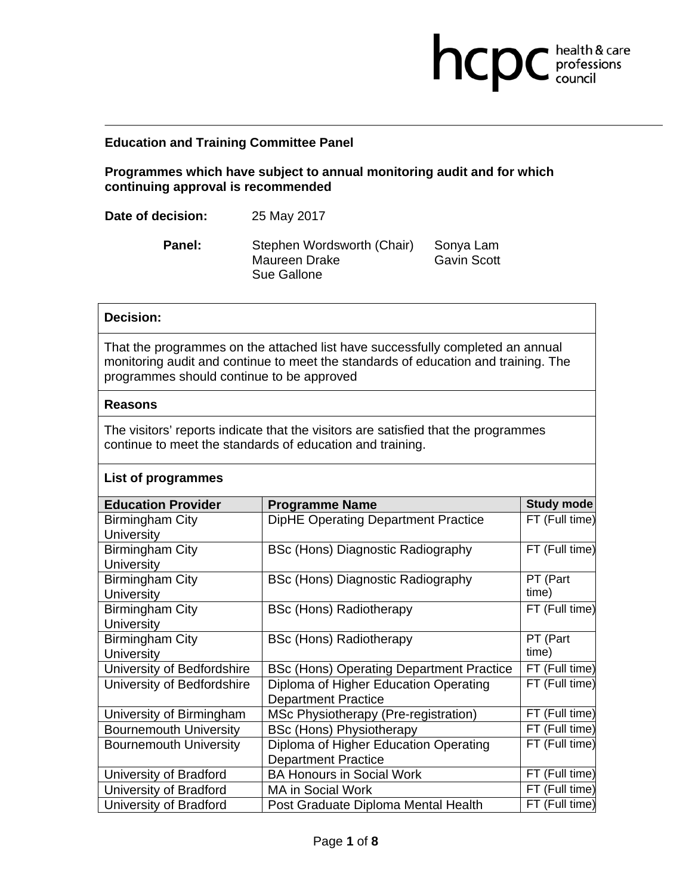## Education and Training Committee Panel

**Programmes which have subject to annual monitoring audit and for which continuing approval is recommended**

**Date of decision:** 25 May 2017

**Panel:** Stephen Wordsworth (Chair), Maureen Drake, Sue Gallone, Sonya Lam, Gavin Scott

**Decision:**

That the programmes on the attached list have successfully completed an annual monitoring audit and continue to meet the standards of education and training. The programmes should continue to be approved

**Reasons**

The visitors' reports indicate that the visitors are satisfied that the programmes continue to meet the standards of education and training.

**List of programmes**

| Education Provider | Programme Name | Study mode |
|---|---|---|
| Birmingham City University | DipHE Operating Department Practice | FT (Full time) |
| Birmingham City University | BSc (Hons) Diagnostic Radiography | FT (Full time) |
| Birmingham City University | BSc (Hons) Diagnostic Radiography | PT (Part time) |
| Birmingham City University | BSc (Hons) Radiotherapy | FT (Full time) |
| Birmingham City University | BSc (Hons) Radiotherapy | PT (Part time) |
| University of Bedfordshire | BSc (Hons) Operating Department Practice | FT (Full time) |
| University of Bedfordshire | Diploma of Higher Education Operating Department Practice | FT (Full time) |
| University of Birmingham | MSc Physiotherapy (Pre-registration) | FT (Full time) |
| Bournemouth University | BSc (Hons) Physiotherapy | FT (Full time) |
| Bournemouth University | Diploma of Higher Education Operating Department Practice | FT (Full time) |
| University of Bradford | BA Honours in Social Work | FT (Full time) |
| University of Bradford | MA in Social Work | FT (Full time) |
| University of Bradford | Post Graduate Diploma Mental Health | FT (Full time) |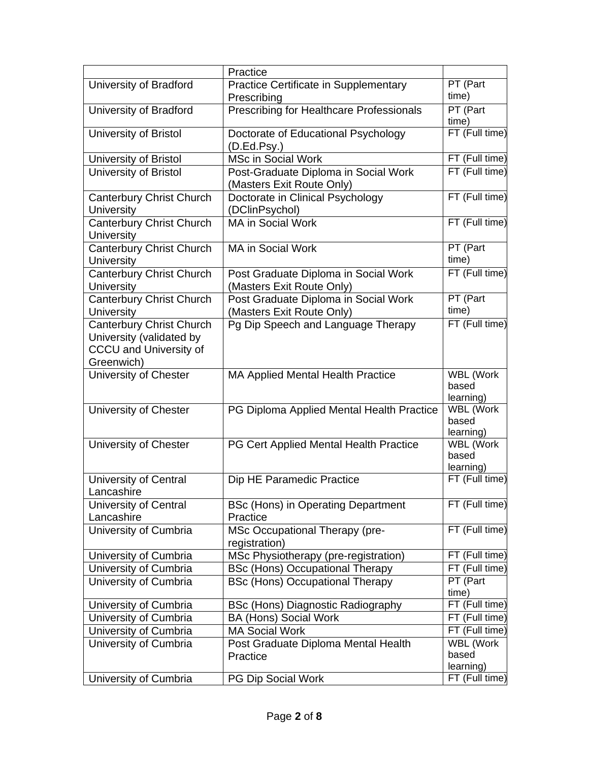| | Practice | |
|---|---|---|
| University of Bradford | Practice Certificate in Supplementary Prescribing | PT (Part time) |
| University of Bradford | Prescribing for Healthcare Professionals | PT (Part time) |
| University of Bristol | Doctorate of Educational Psychology (D.Ed.Psy.) | FT (Full time) |
| University of Bristol | MSc in Social Work | FT (Full time) |
| University of Bristol | Post-Graduate Diploma in Social Work (Masters Exit Route Only) | FT (Full time) |
| Canterbury Christ Church University | Doctorate in Clinical Psychology (DClinPsychol) | FT (Full time) |
| Canterbury Christ Church University | MA in Social Work | FT (Full time) |
| Canterbury Christ Church University | MA in Social Work | PT (Part time) |
| Canterbury Christ Church University | Post Graduate Diploma in Social Work (Masters Exit Route Only) | FT (Full time) |
| Canterbury Christ Church University | Post Graduate Diploma in Social Work (Masters Exit Route Only) | PT (Part time) |
| Canterbury Christ Church University (validated by CCCU and University of Greenwich) | Pg Dip Speech and Language Therapy | FT (Full time) |
| University of Chester | MA Applied Mental Health Practice | WBL (Work based learning) |
| University of Chester | PG Diploma Applied Mental Health Practice | WBL (Work based learning) |
| University of Chester | PG Cert Applied Mental Health Practice | WBL (Work based learning) |
| University of Central Lancashire | Dip HE Paramedic Practice | FT (Full time) |
| University of Central Lancashire | BSc (Hons) in Operating Department Practice | FT (Full time) |
| University of Cumbria | MSc Occupational Therapy (pre-registration) | FT (Full time) |
| University of Cumbria | MSc Physiotherapy (pre-registration) | FT (Full time) |
| University of Cumbria | BSc (Hons) Occupational Therapy | FT (Full time) |
| University of Cumbria | BSc (Hons) Occupational Therapy | PT (Part time) |
| University of Cumbria | BSc (Hons) Diagnostic Radiography | FT (Full time) |
| University of Cumbria | BA (Hons) Social Work | FT (Full time) |
| University of Cumbria | MA Social Work | FT (Full time) |
| University of Cumbria | Post Graduate Diploma Mental Health Practice | WBL (Work based learning) |
| University of Cumbria | PG Dip Social Work | FT (Full time) |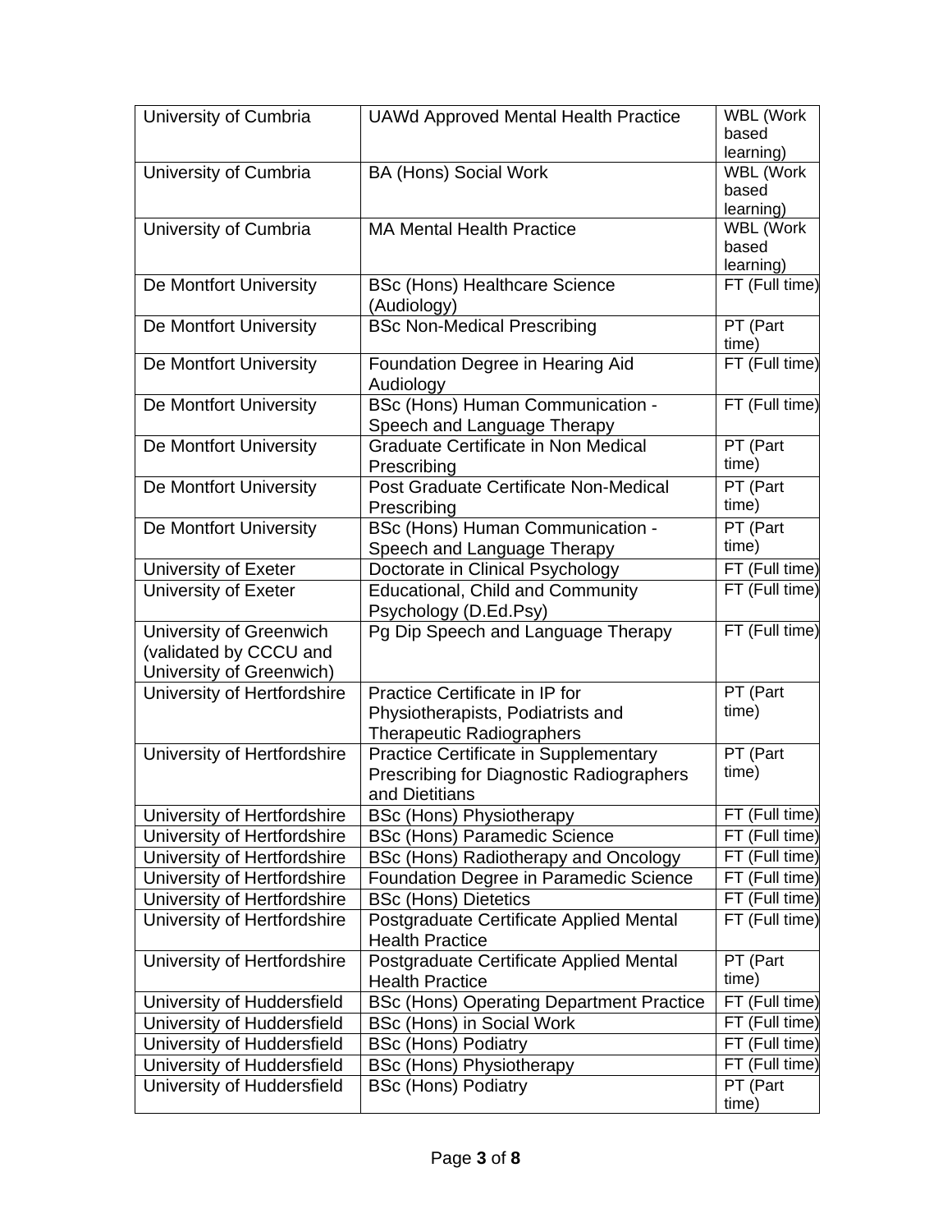| University of Cumbria | UAWd Approved Mental Health Practice | WBL (Work based learning) |
|---|---|---|
| University of Cumbria | BA (Hons) Social Work | WBL (Work based learning) |
| University of Cumbria | MA Mental Health Practice | WBL (Work based learning) |
| De Montfort University | BSc (Hons) Healthcare Science (Audiology) | FT (Full time) |
| De Montfort University | BSc Non-Medical Prescribing | PT (Part time) |
| De Montfort University | Foundation Degree in Hearing Aid Audiology | FT (Full time) |
| De Montfort University | BSc (Hons) Human Communication - Speech and Language Therapy | FT (Full time) |
| De Montfort University | Graduate Certificate in Non Medical Prescribing | PT (Part time) |
| De Montfort University | Post Graduate Certificate Non-Medical Prescribing | PT (Part time) |
| De Montfort University | BSc (Hons) Human Communication - Speech and Language Therapy | PT (Part time) |
| University of Exeter | Doctorate in Clinical Psychology | FT (Full time) |
| University of Exeter | Educational, Child and Community Psychology (D.Ed.Psy) | FT (Full time) |
| University of Greenwich (validated by CCCU and University of Greenwich) | Pg Dip Speech and Language Therapy | FT (Full time) |
| University of Hertfordshire | Practice Certificate in IP for Physiotherapists, Podiatrists and Therapeutic Radiographers | PT (Part time) |
| University of Hertfordshire | Practice Certificate in Supplementary Prescribing for Diagnostic Radiographers and Dietitians | PT (Part time) |
| University of Hertfordshire | BSc (Hons) Physiotherapy | FT (Full time) |
| University of Hertfordshire | BSc (Hons) Paramedic Science | FT (Full time) |
| University of Hertfordshire | BSc (Hons) Radiotherapy and Oncology | FT (Full time) |
| University of Hertfordshire | Foundation Degree in Paramedic Science | FT (Full time) |
| University of Hertfordshire | BSc (Hons) Dietetics | FT (Full time) |
| University of Hertfordshire | Postgraduate Certificate Applied Mental Health Practice | FT (Full time) |
| University of Hertfordshire | Postgraduate Certificate Applied Mental Health Practice | PT (Part time) |
| University of Huddersfield | BSc (Hons) Operating Department Practice | FT (Full time) |
| University of Huddersfield | BSc (Hons) in Social Work | FT (Full time) |
| University of Huddersfield | BSc (Hons) Podiatry | FT (Full time) |
| University of Huddersfield | BSc (Hons) Physiotherapy | FT (Full time) |
| University of Huddersfield | BSc (Hons) Podiatry | PT (Part time) |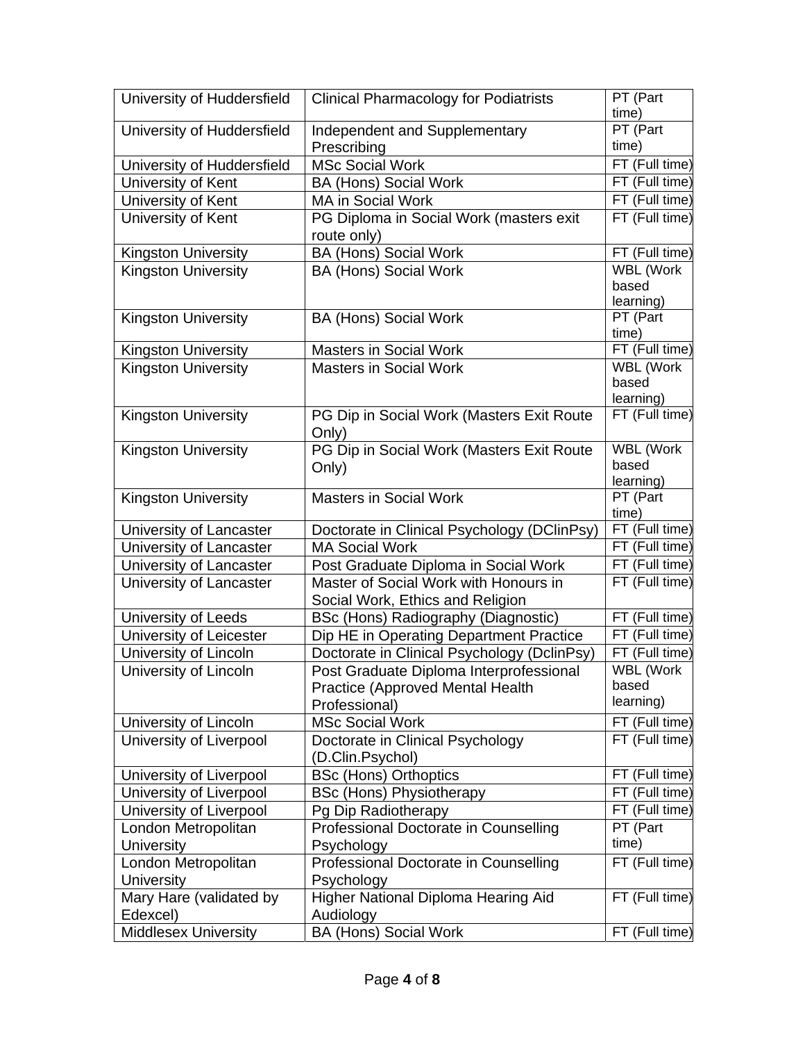| | | |
|---|---|---|
| University of Huddersfield | Clinical Pharmacology for Podiatrists | PT (Part time) |
| University of Huddersfield | Independent and Supplementary Prescribing | PT (Part time) |
| University of Huddersfield | MSc Social Work | FT (Full time) |
| University of Kent | BA (Hons) Social Work | FT (Full time) |
| University of Kent | MA in Social Work | FT (Full time) |
| University of Kent | PG Diploma in Social Work (masters exit route only) | FT (Full time) |
| Kingston University | BA (Hons) Social Work | FT (Full time) |
| Kingston University | BA (Hons) Social Work | WBL (Work based learning) |
| Kingston University | BA (Hons) Social Work | PT (Part time) |
| Kingston University | Masters in Social Work | FT (Full time) |
| Kingston University | Masters in Social Work | WBL (Work based learning) |
| Kingston University | PG Dip in Social Work (Masters Exit Route Only) | FT (Full time) |
| Kingston University | PG Dip in Social Work (Masters Exit Route Only) | WBL (Work based learning) |
| Kingston University | Masters in Social Work | PT (Part time) |
| University of Lancaster | Doctorate in Clinical Psychology (DClinPsy) | FT (Full time) |
| University of Lancaster | MA Social Work | FT (Full time) |
| University of Lancaster | Post Graduate Diploma in Social Work | FT (Full time) |
| University of Lancaster | Master of Social Work with Honours in Social Work, Ethics and Religion | FT (Full time) |
| University of Leeds | BSc (Hons) Radiography (Diagnostic) | FT (Full time) |
| University of Leicester | Dip HE in Operating Department Practice | FT (Full time) |
| University of Lincoln | Doctorate in Clinical Psychology (DclinPsy) | FT (Full time) |
| University of Lincoln | Post Graduate Diploma Interprofessional Practice (Approved Mental Health Professional) | WBL (Work based learning) |
| University of Lincoln | MSc Social Work | FT (Full time) |
| University of Liverpool | Doctorate in Clinical Psychology (D.Clin.Psychol) | FT (Full time) |
| University of Liverpool | BSc (Hons) Orthoptics | FT (Full time) |
| University of Liverpool | BSc (Hons) Physiotherapy | FT (Full time) |
| University of Liverpool | Pg Dip Radiotherapy | FT (Full time) |
| London Metropolitan University | Professional Doctorate in Counselling Psychology | PT (Part time) |
| London Metropolitan University | Professional Doctorate in Counselling Psychology | FT (Full time) |
| Mary Hare (validated by Edexcel) | Higher National Diploma Hearing Aid Audiology | FT (Full time) |
| Middlesex University | BA (Hons) Social Work | FT (Full time) |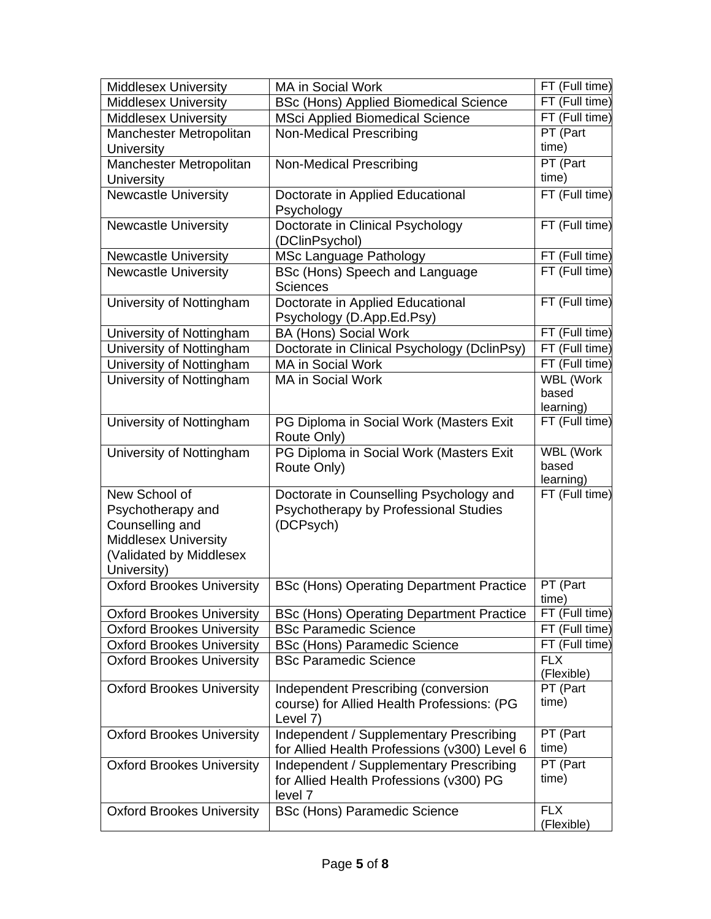| Middlesex University | MA in Social Work | FT (Full time) |
|---|---|---|
| Middlesex University | BSc (Hons) Applied Biomedical Science | FT (Full time) |
| Middlesex University | MSci Applied Biomedical Science | FT (Full time) |
| Manchester Metropolitan University | Non-Medical Prescribing | PT (Part time) |
| Manchester Metropolitan University | Non-Medical Prescribing | PT (Part time) |
| Newcastle University | Doctorate in Applied Educational Psychology | FT (Full time) |
| Newcastle University | Doctorate in Clinical Psychology (DClinPsychol) | FT (Full time) |
| Newcastle University | MSc Language Pathology | FT (Full time) |
| Newcastle University | BSc (Hons) Speech and Language Sciences | FT (Full time) |
| University of Nottingham | Doctorate in Applied Educational Psychology (D.App.Ed.Psy) | FT (Full time) |
| University of Nottingham | BA (Hons) Social Work | FT (Full time) |
| University of Nottingham | Doctorate in Clinical Psychology (DclinPsy) | FT (Full time) |
| University of Nottingham | MA in Social Work | FT (Full time) |
| University of Nottingham | MA in Social Work | WBL (Work based learning) |
| University of Nottingham | PG Diploma in Social Work (Masters Exit Route Only) | FT (Full time) |
| University of Nottingham | PG Diploma in Social Work (Masters Exit Route Only) | WBL (Work based learning) |
| New School of Psychotherapy and Counselling and Middlesex University (Validated by Middlesex University) | Doctorate in Counselling Psychology and Psychotherapy by Professional Studies (DCPsych) | FT (Full time) |
| Oxford Brookes University | BSc (Hons) Operating Department Practice | PT (Part time) |
| Oxford Brookes University | BSc (Hons) Operating Department Practice | FT (Full time) |
| Oxford Brookes University | BSc Paramedic Science | FT (Full time) |
| Oxford Brookes University | BSc (Hons) Paramedic Science | FT (Full time) |
| Oxford Brookes University | BSc Paramedic Science | FLX (Flexible) |
| Oxford Brookes University | Independent Prescribing (conversion course) for Allied Health Professions: (PG Level 7) | PT (Part time) |
| Oxford Brookes University | Independent / Supplementary Prescribing for Allied Health Professions (v300) Level 6 | PT (Part time) |
| Oxford Brookes University | Independent / Supplementary Prescribing for Allied Health Professions (v300) PG level 7 | PT (Part time) |
| Oxford Brookes University | BSc (Hons) Paramedic Science | FLX (Flexible) |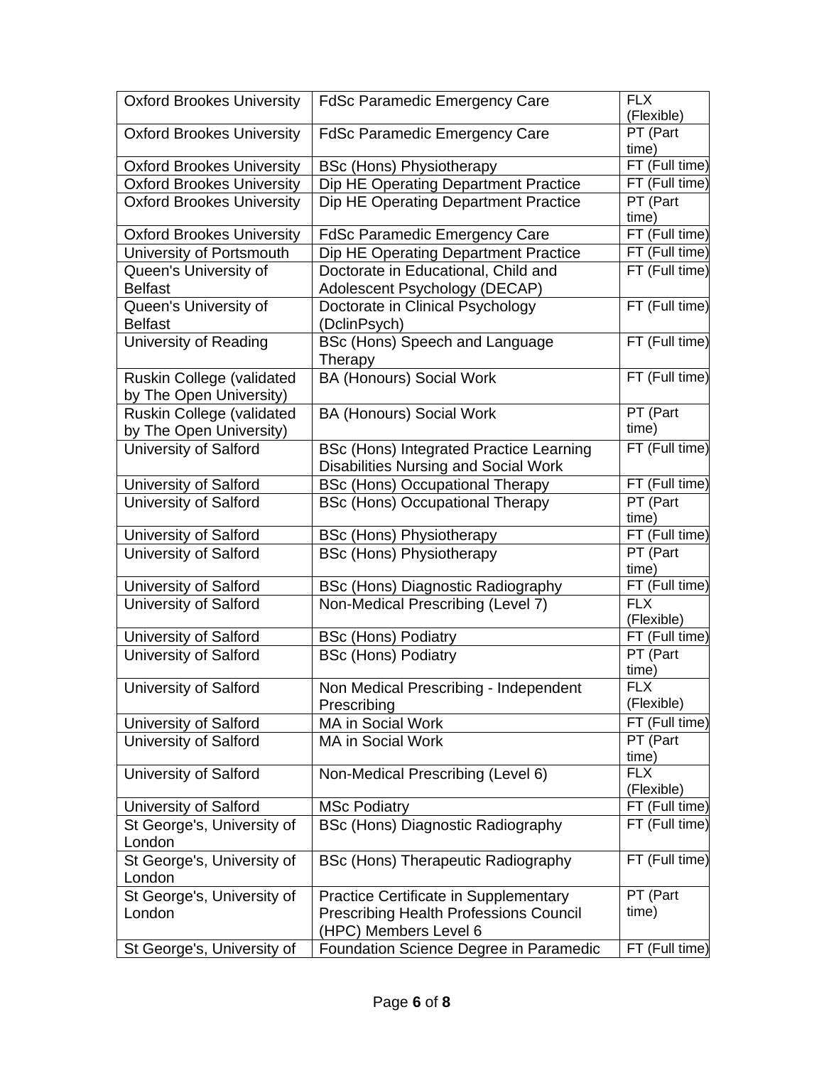| | | |
|---|---|---|
| Oxford Brookes University | FdSc Paramedic Emergency Care | FLX (Flexible) |
| Oxford Brookes University | FdSc Paramedic Emergency Care | PT (Part time) |
| Oxford Brookes University | BSc (Hons) Physiotherapy | FT (Full time) |
| Oxford Brookes University | Dip HE Operating Department Practice | FT (Full time) |
| Oxford Brookes University | Dip HE Operating Department Practice | PT (Part time) |
| Oxford Brookes University | FdSc Paramedic Emergency Care | FT (Full time) |
| University of Portsmouth | Dip HE Operating Department Practice | FT (Full time) |
| Queen's University of Belfast | Doctorate in Educational, Child and Adolescent Psychology (DECAP) | FT (Full time) |
| Queen's University of Belfast | Doctorate in Clinical Psychology (DclinPsych) | FT (Full time) |
| University of Reading | BSc (Hons) Speech and Language Therapy | FT (Full time) |
| Ruskin College (validated by The Open University) | BA (Honours) Social Work | FT (Full time) |
| Ruskin College (validated by The Open University) | BA (Honours) Social Work | PT (Part time) |
| University of Salford | BSc (Hons) Integrated Practice Learning Disabilities Nursing and Social Work | FT (Full time) |
| University of Salford | BSc (Hons) Occupational Therapy | FT (Full time) |
| University of Salford | BSc (Hons) Occupational Therapy | PT (Part time) |
| University of Salford | BSc (Hons) Physiotherapy | FT (Full time) |
| University of Salford | BSc (Hons) Physiotherapy | PT (Part time) |
| University of Salford | BSc (Hons) Diagnostic Radiography | FT (Full time) |
| University of Salford | Non-Medical Prescribing (Level 7) | FLX (Flexible) |
| University of Salford | BSc (Hons) Podiatry | FT (Full time) |
| University of Salford | BSc (Hons) Podiatry | PT (Part time) |
| University of Salford | Non Medical Prescribing - Independent Prescribing | FLX (Flexible) |
| University of Salford | MA in Social Work | FT (Full time) |
| University of Salford | MA in Social Work | PT (Part time) |
| University of Salford | Non-Medical Prescribing (Level 6) | FLX (Flexible) |
| University of Salford | MSc Podiatry | FT (Full time) |
| St George's, University of London | BSc (Hons) Diagnostic Radiography | FT (Full time) |
| St George's, University of London | BSc (Hons) Therapeutic Radiography | FT (Full time) |
| St George's, University of London | Practice Certificate in Supplementary Prescribing Health Professions Council (HPC) Members Level 6 | PT (Part time) |
| St George's, University of | Foundation Science Degree in Paramedic | FT (Full time) |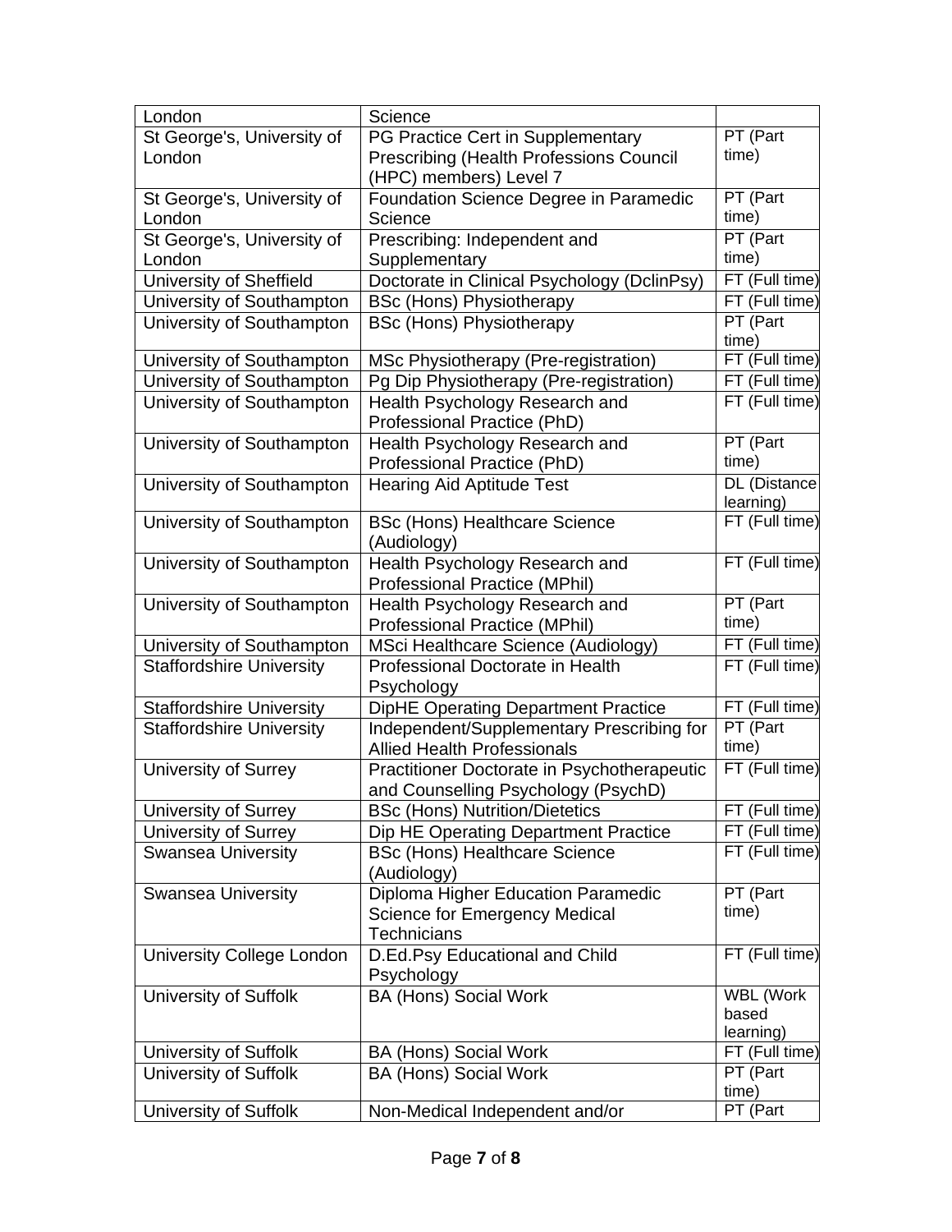| London | Science | |
|---|---|---|
| St George's, University of London | PG Practice Cert in Supplementary Prescribing (Health Professions Council (HPC) members) Level 7 | PT (Part time) |
| St George's, University of London | Foundation Science Degree in Paramedic Science | PT (Part time) |
| St George's, University of London | Prescribing: Independent and Supplementary | PT (Part time) |
| University of Sheffield | Doctorate in Clinical Psychology (DclinPsy) | FT (Full time) |
| University of Southampton | BSc (Hons) Physiotherapy | FT (Full time) |
| University of Southampton | BSc (Hons) Physiotherapy | PT (Part time) |
| University of Southampton | MSc Physiotherapy (Pre-registration) | FT (Full time) |
| University of Southampton | Pg Dip Physiotherapy (Pre-registration) | FT (Full time) |
| University of Southampton | Health Psychology Research and Professional Practice (PhD) | FT (Full time) |
| University of Southampton | Health Psychology Research and Professional Practice (PhD) | PT (Part time) |
| University of Southampton | Hearing Aid Aptitude Test | DL (Distance learning) |
| University of Southampton | BSc (Hons) Healthcare Science (Audiology) | FT (Full time) |
| University of Southampton | Health Psychology Research and Professional Practice (MPhil) | FT (Full time) |
| University of Southampton | Health Psychology Research and Professional Practice (MPhil) | PT (Part time) |
| University of Southampton | MSci Healthcare Science (Audiology) | FT (Full time) |
| Staffordshire University | Professional Doctorate in Health Psychology | FT (Full time) |
| Staffordshire University | DipHE Operating Department Practice | FT (Full time) |
| Staffordshire University | Independent/Supplementary Prescribing for Allied Health Professionals | PT (Part time) |
| University of Surrey | Practitioner Doctorate in Psychotherapeutic and Counselling Psychology (PsychD) | FT (Full time) |
| University of Surrey | BSc (Hons) Nutrition/Dietetics | FT (Full time) |
| University of Surrey | Dip HE Operating Department Practice | FT (Full time) |
| Swansea University | BSc (Hons) Healthcare Science (Audiology) | FT (Full time) |
| Swansea University | Diploma Higher Education Paramedic Science for Emergency Medical Technicians | PT (Part time) |
| University College London | D.Ed.Psy Educational and Child Psychology | FT (Full time) |
| University of Suffolk | BA (Hons) Social Work | WBL (Work based learning) |
| University of Suffolk | BA (Hons) Social Work | FT (Full time) |
| University of Suffolk | BA (Hons) Social Work | PT (Part time) |
| University of Suffolk | Non-Medical Independent and/or | PT (Part |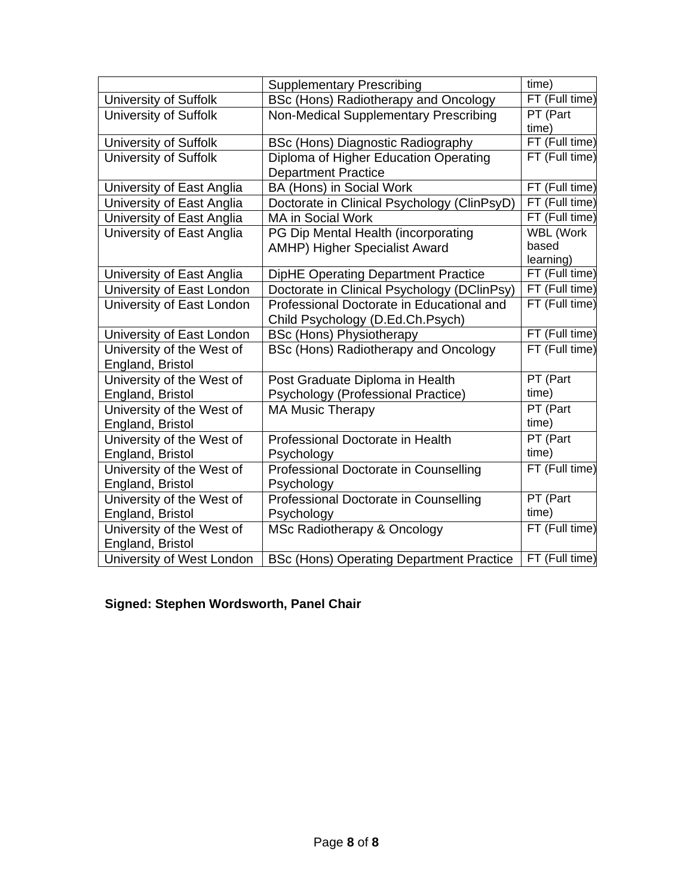|  | Supplementary Prescribing | time) |
|---|---|---|
| University of Suffolk | BSc (Hons) Radiotherapy and Oncology | FT (Full time) |
| University of Suffolk | Non-Medical Supplementary Prescribing | PT (Part time) |
| University of Suffolk | BSc (Hons) Diagnostic Radiography | FT (Full time) |
| University of Suffolk | Diploma of Higher Education Operating Department Practice | FT (Full time) |
| University of East Anglia | BA (Hons) in Social Work | FT (Full time) |
| University of East Anglia | Doctorate in Clinical Psychology (ClinPsyD) | FT (Full time) |
| University of East Anglia | MA in Social Work | FT (Full time) |
| University of East Anglia | PG Dip Mental Health (incorporating AMHP) Higher Specialist Award | WBL (Work based learning) |
| University of East Anglia | DipHE Operating Department Practice | FT (Full time) |
| University of East London | Doctorate in Clinical Psychology (DClinPsy) | FT (Full time) |
| University of East London | Professional Doctorate in Educational and Child Psychology (D.Ed.Ch.Psych) | FT (Full time) |
| University of East London | BSc (Hons) Physiotherapy | FT (Full time) |
| University of the West of England, Bristol | BSc (Hons) Radiotherapy and Oncology | FT (Full time) |
| University of the West of England, Bristol | Post Graduate Diploma in Health Psychology (Professional Practice) | PT (Part time) |
| University of the West of England, Bristol | MA Music Therapy | PT (Part time) |
| University of the West of England, Bristol | Professional Doctorate in Health Psychology | PT (Part time) |
| University of the West of England, Bristol | Professional Doctorate in Counselling Psychology | FT (Full time) |
| University of the West of England, Bristol | Professional Doctorate in Counselling Psychology | PT (Part time) |
| University of the West of England, Bristol | MSc Radiotherapy & Oncology | FT (Full time) |
| University of West London | BSc (Hons) Operating Department Practice | FT (Full time) |

**Signed: Stephen Wordsworth, Panel Chair**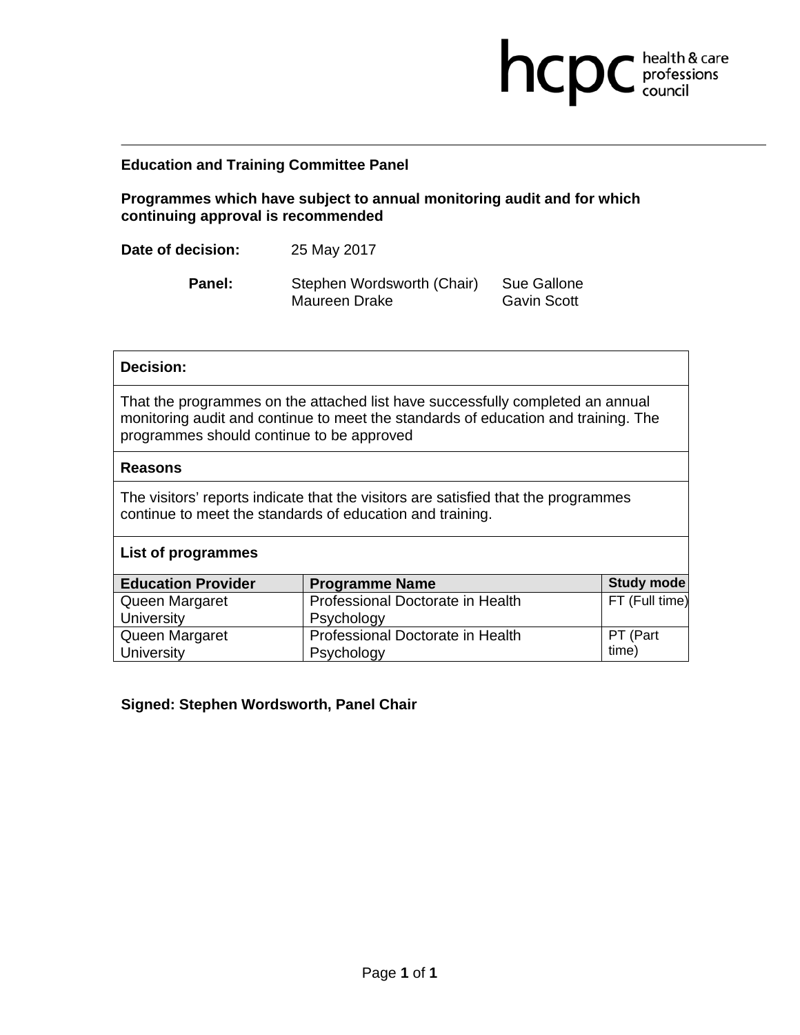**Education and Training Committee Panel**

**Programmes which have subject to annual monitoring audit and for which continuing approval is recommended**

**Date of decision:** 25 May 2017

**Panel:** Stephen Wordsworth (Chair), Sue Gallone, Maureen Drake, Gavin Scott

**Decision:**

That the programmes on the attached list have successfully completed an annual monitoring audit and continue to meet the standards of education and training. The programmes should continue to be approved

**Reasons**

The visitors' reports indicate that the visitors are satisfied that the programmes continue to meet the standards of education and training.

**List of programmes**

| Education Provider | Programme Name | Study mode |
|---|---|---|
| Queen Margaret University | Professional Doctorate in Health Psychology | FT (Full time) |
| Queen Margaret University | Professional Doctorate in Health Psychology | PT (Part time) |

**Signed: Stephen Wordsworth, Panel Chair**